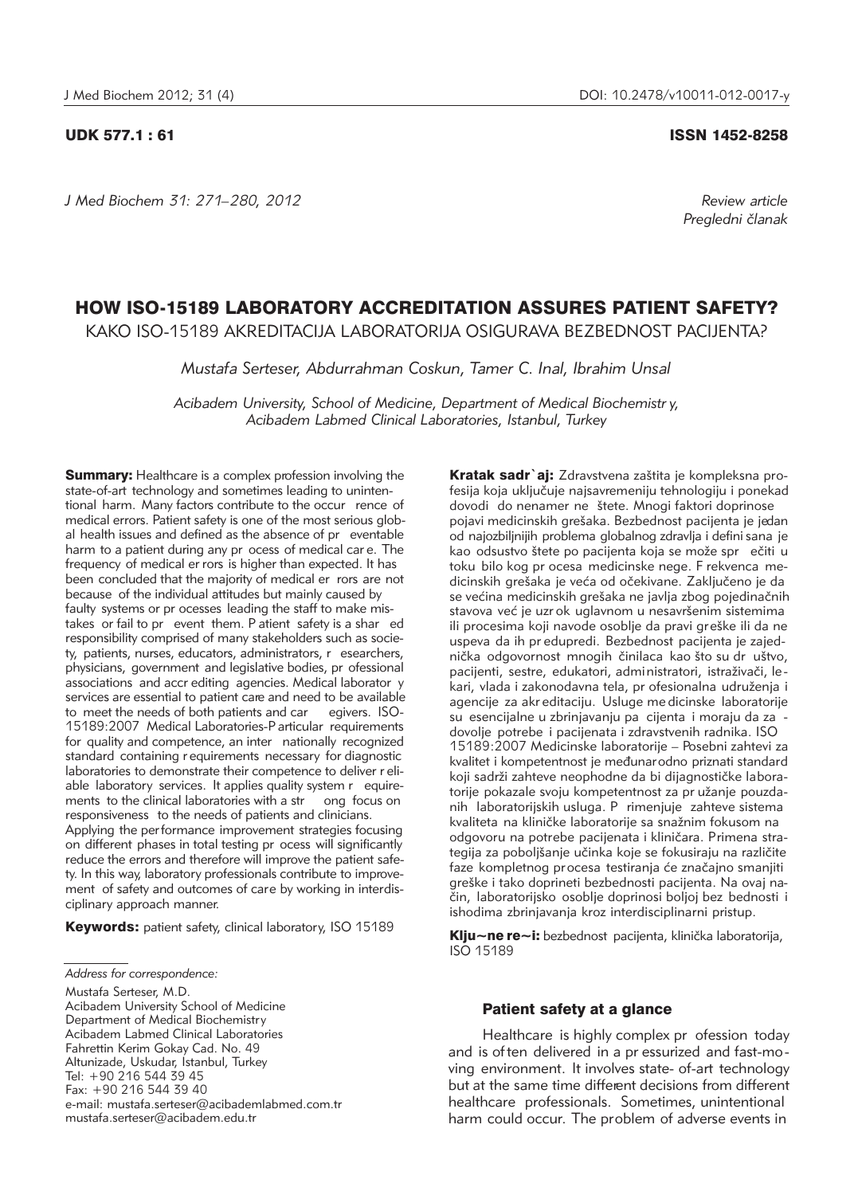UDK 577.1 : 61

ISSN 1452-8258

*Review article*
*Pregledni članak*

# HOW ISO-15189 LABORATORY ACCREDITATION ASSURES PATIENT SAFETY?

## KAKO ISO-15189 AKREDITACIJA LABORATORIJA OSIGURAVA BEZBEDNOST PACIJENTA?

*Mustafa Serteser, Abdurrahman Coskun, Tamer C. Inal, Ibrahim Unsal*

*Acibadem University, School of Medicine, Department of Medical Biochemistry, Acibadem Labmed Clinical Laboratories, Istanbul, Turkey*

**Summary:** Healthcare is a complex profession involving the state-of-art technology and sometimes leading to unintentional harm. Many factors contribute to the occurrence of medical errors. Patient safety is one of the most serious global health issues and defined as the absence of preventable harm to a patient during any process of medical care. The frequency of medical errors is higher than expected. It has been concluded that the majority of medical errors are not because of the individual attitudes but mainly caused by faulty systems or processes leading the staff to make mistakes or fail to prevent them. Patient safety is a shared responsibility comprised of many stakeholders such as society, patients, nurses, educators, administrators, researchers, physicians, government and legislative bodies, professional associations and accrediting agencies. Medical laboratory services are essential to patient care and need to be available to meet the needs of both patients and caregivers. ISO-15189:2007 Medical Laboratories-Particular requirements for quality and competence, an internationally recognized standard containing requirements necessary for diagnostic laboratories to demonstrate their competence to deliver reliable laboratory services. It applies quality system requirements to the clinical laboratories with a strong focus on responsiveness to the needs of patients and clinicians. Applying the performance improvement strategies focusing on different phases in total testing process will significantly reduce the errors and therefore will improve the patient safety. In this way, laboratory professionals contribute to improvement of safety and outcomes of care by working in interdisciplinary approach manner.

**Keywords:** patient safety, clinical laboratory, ISO 15189

**Kratak sadržaj:** Zdravstvena zaštita je kompleksna profesija koja uključuje najsavremeniju tehnologiju i ponekad dovodi do nenamerne štete. Mnogi faktori doprinose pojavi medicinskih grešaka. Bezbednost pacijenta je jedan od najozbiljnijih problema globalnog zdravlja i definisana je kao odsustvo štete po pacijenta koja se može sprečiti u toku bilo kog procesa medicinske nege. Frekvenca medicinskih grešaka je veća od očekivane. Zaključeno je da se većina medicinskih grešaka ne javlja zbog pojedinačnih stavova već je uzrok uglavnom u nesavršenim sistemima ili procesima koji navode osoblje da pravi greške ili da ne uspeva da ih predupredi. Bezbednost pacijenta je zajednička odgovornost mnogih činilaca kao što su društvo, pacijenti, sestre, edukatori, administratori, istraživači, lekari, vlada i zakonodavna tela, profesionalna udruženja i agencije za akreditaciju. Usluge medicinske laboratorije su esencijalne u zbrinjavanju pacijenta i moraju da zadovolje potrebe i pacijenata i zdravstvenih radnika. ISO 15189:2007 Medicinske laboratorije – Posebni zahtevi za kvalitet i kompetentnost je međunarodno priznati standard koji sadrži zahteve neophodne da bi dijagnostičke laboratorije pokazale svoju kompetentnost za pružanje pouzdanih laboratorijskih usluga. Primenjuje zahteve sistema kvaliteta na kliničke laboratorije sa snažnim fokusom na odgovoru na potrebe pacijenata i kliničara. Primena strategija za poboljšanje učinka koje se fokusiraju na različite faze kompletnog procesa testiranja će značajno smanjiti greške i tako doprineti bezbednosti pacijenta. Na ovaj način, laboratorijsko osoblje doprinosi boljoj bezbednosti i ishodima zbrinjavanja kroz interdisciplinarni pristup.

**Ključne reči:** bezbednost pacijenta, klinička laboratorija, ISO 15189

*Address for correspondence:*

Mustafa Serteser, M.D.
Acibadem University School of Medicine
Department of Medical Biochemistry
Acibadem Labmed Clinical Laboratories
Fahrettin Kerim Gokay Cad. No. 49
Altunizade, Uskudar, Istanbul, Turkey
Tel: +90 216 544 39 45
Fax: +90 216 544 39 40
e-mail: mustafa.serteser@acibademlabmed.com.tr
mustafa.serteser@acibadem.edu.tr

### Patient safety at a glance

Healthcare is highly complex profession today and is often delivered in a pressurized and fast-moving environment. It involves state-of-art technology but at the same time different decisions from different healthcare professionals. Sometimes, unintentional harm could occur. The problem of adverse events in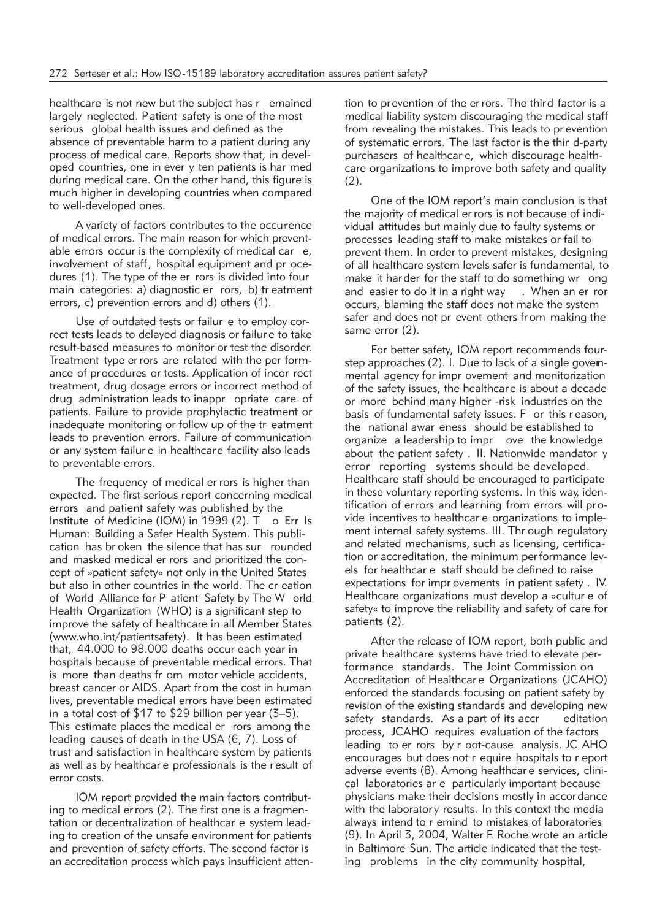healthcare is not new but the subject has remained largely neglected. Patient safety is one of the most serious global health issues and defined as the absence of preventable harm to a patient during any process of medical care. Reports show that, in developed countries, one in every ten patients is harmed during medical care. On the other hand, this figure is much higher in developing countries when compared to well-developed ones.

A variety of factors contributes to the occurrence of medical errors. The main reason for which preventable errors occur is the complexity of medical care, involvement of staff, hospital equipment and procedures (1). The type of the errors is divided into four main categories: a) diagnostic errors, b) treatment errors, c) prevention errors and d) others (1).

Use of outdated tests or failure to employ correct tests leads to delayed diagnosis or failure to take result-based measures to monitor or test the disorder. Treatment type errors are related with the performance of procedures or tests. Application of incorrect treatment, drug dosage errors or incorrect method of drug administration leads to inappropriate care of patients. Failure to provide prophylactic treatment or inadequate monitoring or follow up of the treatment leads to prevention errors. Failure of communication or any system failure in healthcare facility also leads to preventable errors.

The frequency of medical errors is higher than expected. The first serious report concerning medical errors and patient safety was published by the Institute of Medicine (IOM) in 1999 (2). To Err Is Human: Building a Safer Health System. This publication has broken the silence that has surrounded and masked medical errors and prioritized the concept of »patient safety« not only in the United States but also in other countries in the world. The creation of World Alliance for Patient Safety by The World Health Organization (WHO) is a significant step to improve the safety of healthcare in all Member States (www.who.int/patientsafety). It has been estimated that, 44.000 to 98.000 deaths occur each year in hospitals because of preventable medical errors. That is more than deaths from motor vehicle accidents, breast cancer or AIDS. Apart from the cost in human lives, preventable medical errors have been estimated in a total cost of $17 to $29 billion per year (3–5). This estimate places the medical errors among the leading causes of death in the USA (6, 7). Loss of trust and satisfaction in healthcare system by patients as well as by healthcare professionals is the result of error costs.

IOM report provided the main factors contributing to medical errors (2). The first one is a fragmentation or decentralization of healthcare system leading to creation of the unsafe environment for patients and prevention of safety efforts. The second factor is an accreditation process which pays insufficient attention to prevention of the errors. The third factor is a medical liability system discouraging the medical staff from revealing the mistakes. This leads to prevention of systematic errors. The last factor is the third-party purchasers of healthcare, which discourage healthcare organizations to improve both safety and quality (2).

One of the IOM report's main conclusion is that the majority of medical errors is not because of individual attitudes but mainly due to faulty systems or processes leading staff to make mistakes or fail to prevent them. In order to prevent mistakes, designing of all healthcare system levels safer is fundamental, to make it harder for the staff to do something wrong and easier to do it in a right way. When an error occurs, blaming the staff does not make the system safer and does not prevent others from making the same error (2).

For better safety, IOM report recommends four-step approaches (2). I. Due to lack of a single governmental agency for improvement and monitorization of the safety issues, the healthcare is about a decade or more behind many higher-risk industries on the basis of fundamental safety issues. For this reason, the national awareness should be established to organize a leadership to improve the knowledge about the patient safety. II. Nationwide mandatory error reporting systems should be developed. Healthcare staff should be encouraged to participate in these voluntary reporting systems. In this way, identification of errors and learning from errors will provide incentives to healthcare organizations to implement internal safety systems. III. Through regulatory and related mechanisms, such as licensing, certification or accreditation, the minimum performance levels for healthcare staff should be defined to raise expectations for improvements in patient safety. IV. Healthcare organizations must develop a »culture of safety« to improve the reliability and safety of care for patients (2).

After the release of IOM report, both public and private healthcare systems have tried to elevate performance standards. The Joint Commission on Accreditation of Healthcare Organizations (JCAHO) enforced the standards focusing on patient safety by revision of the existing standards and developing new safety standards. As a part of its accreditation process, JCAHO requires evaluation of the factors leading to errors by root-cause analysis. JCAHO encourages but does not require hospitals to report adverse events (8). Among healthcare services, clinical laboratories are particularly important because physicians make their decisions mostly in accordance with the laboratory results. In this context the media always intend to remind to mistakes of laboratories (9). In April 3, 2004, Walter F. Roche wrote an article in Baltimore Sun. The article indicated that the testing problems in the city community hospital,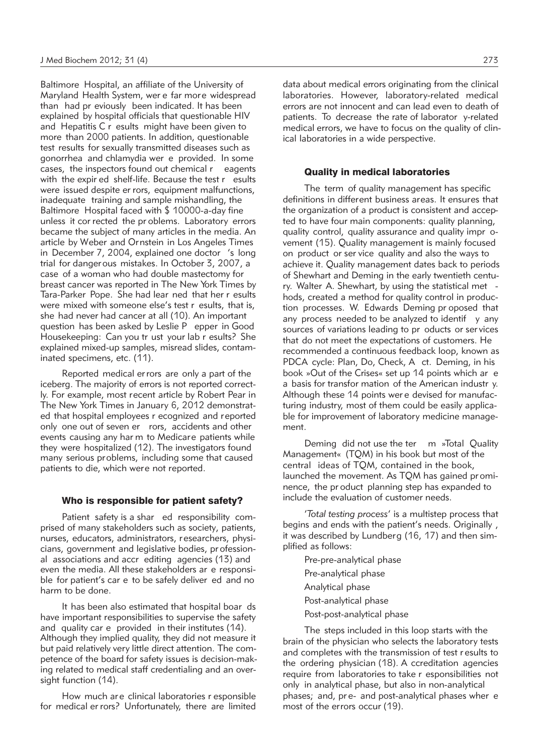Baltimore Hospital, an affiliate of the University of Maryland Health System, were far more widespread than had previously been indicated. It has been explained by hospital officials that questionable HIV and Hepatitis C results might have been given to more than 2000 patients. In addition, questionable test results for sexually transmitted diseases such as gonorrhea and chlamydia were provided. In some cases, the inspectors found out chemical reagents with the expired shelf-life. Because the test results were issued despite errors, equipment malfunctions, inadequate training and sample mishandling, the Baltimore Hospital faced with $ 10000-a-day fine unless it corrected the problems. Laboratory errors became the subject of many articles in the media. An article by Weber and Ornstein in Los Angeles Times in December 7, 2004, explained one doctor 's long trial for dangerous mistakes. In October 3, 2007, a case of a woman who had double mastectomy for breast cancer was reported in The New York Times by Tara-Parker Pope. She had learned that her results were mixed with someone else's test results, that is, she had never had cancer at all (10). An important question has been asked by Leslie Pepper in Good Housekeeping: Can you trust your lab results? She explained mixed-up samples, misread slides, contaminated specimens, etc. (11).

Reported medical errors are only a part of the iceberg. The majority of errors is not reported correctly. For example, most recent article by Robert Pear in The New York Times in January 6, 2012 demonstrated that hospital employees recognized and reported only one out of seven errors, accidents and other events causing any harm to Medicare patients while they were hospitalized (12). The investigators found many serious problems, including some that caused patients to die, which were not reported.

## Who is responsible for patient safety?

Patient safety is a shared responsibility comprised of many stakeholders such as society, patients, nurses, educators, administrators, researchers, physicians, government and legislative bodies, professional associations and accrediting agencies (13) and even the media. All these stakeholders are responsible for patient's care to be safely delivered and no harm to be done.

It has been also estimated that hospital boards have important responsibilities to supervise the safety and quality care provided in their institutes (14). Although they implied quality, they did not measure it but paid relatively very little direct attention. The competence of the board for safety issues is decision-making related to medical staff credentialing and an oversight function (14).

How much are clinical laboratories responsible for medical errors? Unfortunately, there are limited data about medical errors originating from the clinical laboratories. However, laboratory-related medical errors are not innocent and can lead even to death of patients. To decrease the rate of laboratory-related medical errors, we have to focus on the quality of clinical laboratories in a wide perspective.

## Quality in medical laboratories

The term of quality management has specific definitions in different business areas. It ensures that the organization of a product is consistent and accepted to have four main components: quality planning, quality control, quality assurance and quality improvement (15). Quality management is mainly focused on product or service quality and also the ways to achieve it. Quality management dates back to periods of Shewhart and Deming in the early twentieth century. Walter A. Shewhart, by using the statistical methods, created a method for quality control in production processes. W. Edwards Deming proposed that any process needed to be analyzed to identify any sources of variations leading to products or services that do not meet the expectations of customers. He recommended a continuous feedback loop, known as PDCA cycle: Plan, Do, Check, Act. Deming, in his book »Out of the Crises« set up 14 points which are a basis for transformation of the American industry. Although these 14 points were devised for manufacturing industry, most of them could be easily applicable for improvement of laboratory medicine management.

Deming did not use the term »Total Quality Management« (TQM) in his book but most of the central ideas of TQM, contained in the book, launched the movement. As TQM has gained prominence, the product planning step has expanded to include the evaluation of customer needs.

'*Total testing process*' is a multistep process that begins and ends with the patient's needs. Originally, it was described by Lundberg (16, 17) and then simplified as follows:

- Pre-pre-analytical phase
- Pre-analytical phase
- Analytical phase
- Post-analytical phase
- Post-post-analytical phase

The steps included in this loop starts with the brain of the physician who selects the laboratory tests and completes with the transmission of test results to the ordering physician (18). Accreditation agencies require from laboratories to take responsibilities not only in analytical phase, but also in non-analytical phases; and, pre- and post-analytical phases where most of the errors occur (19).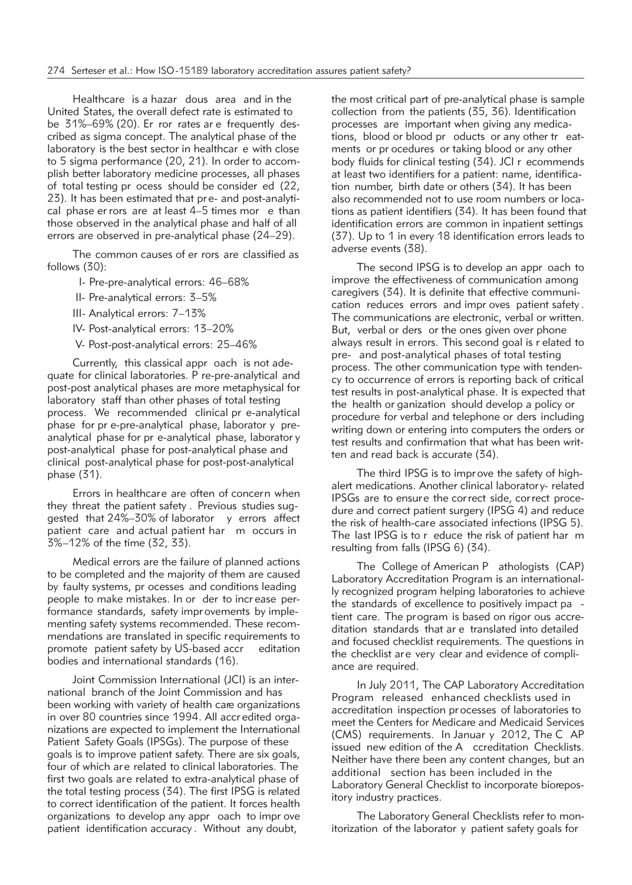Healthcare is a hazardous area and in the United States, the overall defect rate is estimated to be 31%–69% (20). Error rates are frequently described as sigma concept. The analytical phase of the laboratory is the best sector in healthcare with close to 5 sigma performance (20, 21). In order to accomplish better laboratory medicine processes, all phases of total testing process should be considered (22, 23). It has been estimated that pre- and post-analytical phase errors are at least 4–5 times more than those observed in the analytical phase and half of all errors are observed in pre-analytical phase (24–29).

The common causes of errors are classified as follows (30):

- I- Pre-pre-analytical errors: 46–68%
- II- Pre-analytical errors: 3–5%
- III- Analytical errors: 7–13%
- IV- Post-analytical errors: 13–20%
- V- Post-post-analytical errors: 25–46%

Currently, this classical approach is not adequate for clinical laboratories. Pre-pre-analytical and post-post analytical phases are more metaphysical for laboratory staff than other phases of total testing process. We recommended clinical pre-analytical phase for pre-pre-analytical phase, laboratory pre-analytical phase for pre-analytical phase, laboratory post-analytical phase for post-analytical phase and clinical post-analytical phase for post-post-analytical phase (31).

Errors in healthcare are often of concern when they threat the patient safety. Previous studies suggested that 24%–30% of laboratory errors affect patient care and actual patient harm occurs in 3%–12% of the time (32, 33).

Medical errors are the failure of planned actions to be completed and the majority of them are caused by faulty systems, processes and conditions leading people to make mistakes. In order to increase performance standards, safety improvements by implementing safety systems recommended. These recommendations are translated in specific requirements to promote patient safety by US-based accreditation bodies and international standards (16).

Joint Commission International (JCI) is an international branch of the Joint Commission and has been working with variety of health care organizations in over 80 countries since 1994. All accredited organizations are expected to implement the International Patient Safety Goals (IPSGs). The purpose of these goals is to improve patient safety. There are six goals, four of which are related to clinical laboratories. The first two goals are related to extra-analytical phase of the total testing process (34). The first IPSG is related to correct identification of the patient. It forces health organizations to develop any approach to improve patient identification accuracy. Without any doubt, the most critical part of pre-analytical phase is sample collection from the patients (35, 36). Identification processes are important when giving any medications, blood or blood products or any other treatments or procedures or taking blood or any other body fluids for clinical testing (34). JCI recommends at least two identifiers for a patient: name, identification number, birth date or others (34). It has been also recommended not to use room numbers or locations as patient identifiers (34). It has been found that identification errors are common in inpatient settings (37). Up to 1 in every 18 identification errors leads to adverse events (38).

The second IPSG is to develop an approach to improve the effectiveness of communication among caregivers (34). It is definite that effective communication reduces errors and improves patient safety. The communications are electronic, verbal or written. But, verbal orders or the ones given over phone always result in errors. This second goal is related to pre- and post-analytical phases of total testing process. The other communication type with tendency to occurrence of errors is reporting back of critical test results in post-analytical phase. It is expected that the health organization should develop a policy or procedure for verbal and telephone orders including writing down or entering into computers the orders or test results and confirmation that what has been written and read back is accurate (34).

The third IPSG is to improve the safety of high-alert medications. Another clinical laboratory-related IPSGs are to ensure the correct side, correct procedure and correct patient surgery (IPSG 4) and reduce the risk of health-care associated infections (IPSG 5). The last IPSG is to reduce the risk of patient harm resulting from falls (IPSG 6) (34).

The College of American Pathologists (CAP) Laboratory Accreditation Program is an internationally recognized program helping laboratories to achieve the standards of excellence to positively impact patient care. The program is based on rigorous accreditation standards that are translated into detailed and focused checklist requirements. The questions in the checklist are very clear and evidence of compliance are required.

In July 2011, The CAP Laboratory Accreditation Program released enhanced checklists used in accreditation inspection processes of laboratories to meet the Centers for Medicare and Medicaid Services (CMS) requirements. In January 2012, The CAP issued new edition of the Accreditation Checklists. Neither have there been any content changes, but an additional section has been included in the Laboratory General Checklist to incorporate biorepository industry practices.

The Laboratory General Checklists refer to monitorization of the laboratory patient safety goals for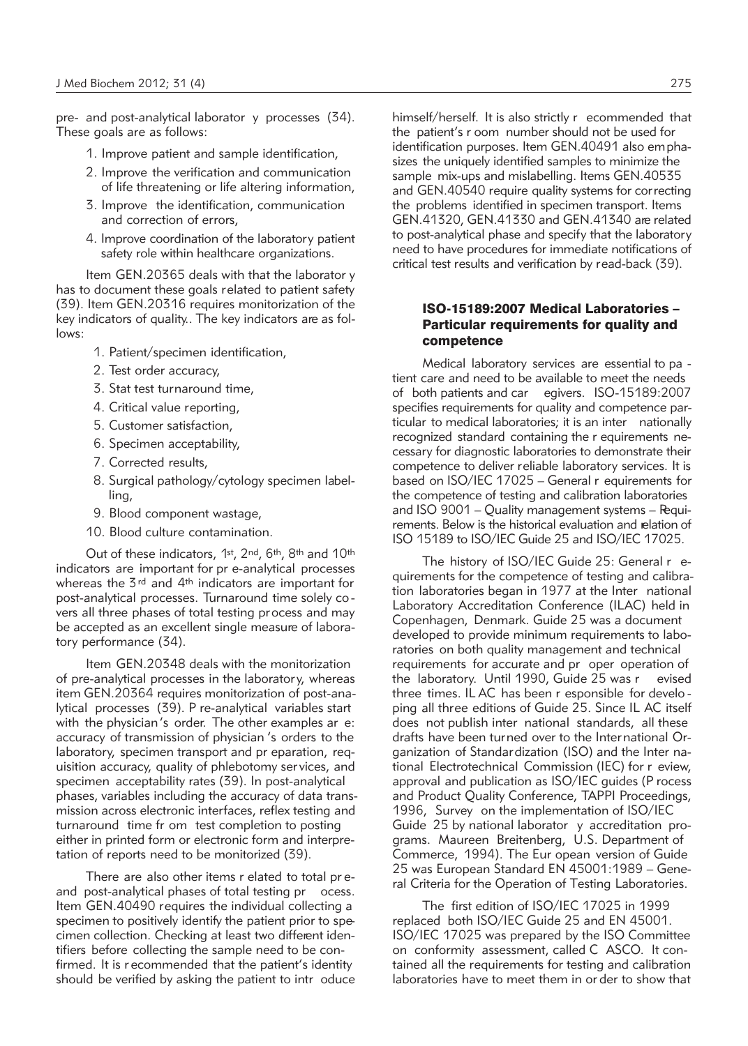pre- and post-analytical laboratory processes (34). These goals are as follows:

1. Improve patient and sample identification,
2. Improve the verification and communication of life threatening or life altering information,
3. Improve the identification, communication and correction of errors,
4. Improve coordination of the laboratory patient safety role within healthcare organizations.

Item GEN.20365 deals with that the laboratory has to document these goals related to patient safety (39). Item GEN.20316 requires monitorization of the key indicators of quality.. The key indicators are as follows:

1. Patient/specimen identification,
2. Test order accuracy,
3. Stat test turnaround time,
4. Critical value reporting,
5. Customer satisfaction,
6. Specimen acceptability,
7. Corrected results,
8. Surgical pathology/cytology specimen labelling,
9. Blood component wastage,
10. Blood culture contamination.

Out of these indicators, 1st, 2nd, 6th, 8th and 10th indicators are important for pre-analytical processes whereas the 3rd and 4th indicators are important for post-analytical processes. Turnaround time solely covers all three phases of total testing process and may be accepted as an excellent single measure of laboratory performance (34).

Item GEN.20348 deals with the monitorization of pre-analytical processes in the laboratory, whereas item GEN.20364 requires monitorization of post-analytical processes (39). Pre-analytical variables start with the physician's order. The other examples are: accuracy of transmission of physician's orders to the laboratory, specimen transport and preparation, requisition accuracy, quality of phlebotomy services, and specimen acceptability rates (39). In post-analytical phases, variables including the accuracy of data transmission across electronic interfaces, reflex testing and turnaround time from test completion to posting either in printed form or electronic form and interpretation of reports need to be monitorized (39).

There are also other items related to total pre- and post-analytical phases of total testing process. Item GEN.40490 requires the individual collecting a specimen to positively identify the patient prior to specimen collection. Checking at least two different identifiers before collecting the sample need to be confirmed. It is recommended that the patient's identity should be verified by asking the patient to introduce himself/herself. It is also strictly recommended that the patient's room number should not be used for identification purposes. Item GEN.40491 also emphasizes the uniquely identified samples to minimize the sample mix-ups and mislabelling. Items GEN.40535 and GEN.40540 require quality systems for correcting the problems identified in specimen transport. Items GEN.41320, GEN.41330 and GEN.41340 are related to post-analytical phase and specify that the laboratory need to have procedures for immediate notifications of critical test results and verification by read-back (39).

## ISO-15189:2007 Medical Laboratories – Particular requirements for quality and competence

Medical laboratory services are essential to patient care and need to be available to meet the needs of both patients and caregivers. ISO-15189:2007 specifies requirements for quality and competence particular to medical laboratories; it is an internationally recognized standard containing the requirements necessary for diagnostic laboratories to demonstrate their competence to deliver reliable laboratory services. It is based on ISO/IEC 17025 – General requirements for the competence of testing and calibration laboratories and ISO 9001 – Quality management systems – Requirements. Below is the historical evaluation and relation of ISO 15189 to ISO/IEC Guide 25 and ISO/IEC 17025.

The history of ISO/IEC Guide 25: General requirements for the competence of testing and calibration laboratories began in 1977 at the International Laboratory Accreditation Conference (ILAC) held in Copenhagen, Denmark. Guide 25 was a document developed to provide minimum requirements to laboratories on both quality management and technical requirements for accurate and proper operation of the laboratory. Until 1990, Guide 25 was revised three times. ILAC has been responsible for developing all three editions of Guide 25. Since ILAC itself does not publish international standards, all these drafts have been turned over to the International Organization of Standardization (ISO) and the International Electrotechnical Commission (IEC) for review, approval and publication as ISO/IEC guides (Process and Product Quality Conference, TAPPI Proceedings, 1996, Survey on the implementation of ISO/IEC Guide 25 by national laboratory accreditation programs. Maureen Breitenberg, U.S. Department of Commerce, 1994). The European version of Guide 25 was European Standard EN 45001:1989 – General Criteria for the Operation of Testing Laboratories.

The first edition of ISO/IEC 17025 in 1999 replaced both ISO/IEC Guide 25 and EN 45001. ISO/IEC 17025 was prepared by the ISO Committee on conformity assessment, called CASCO. It contained all the requirements for testing and calibration laboratories have to meet them in order to show that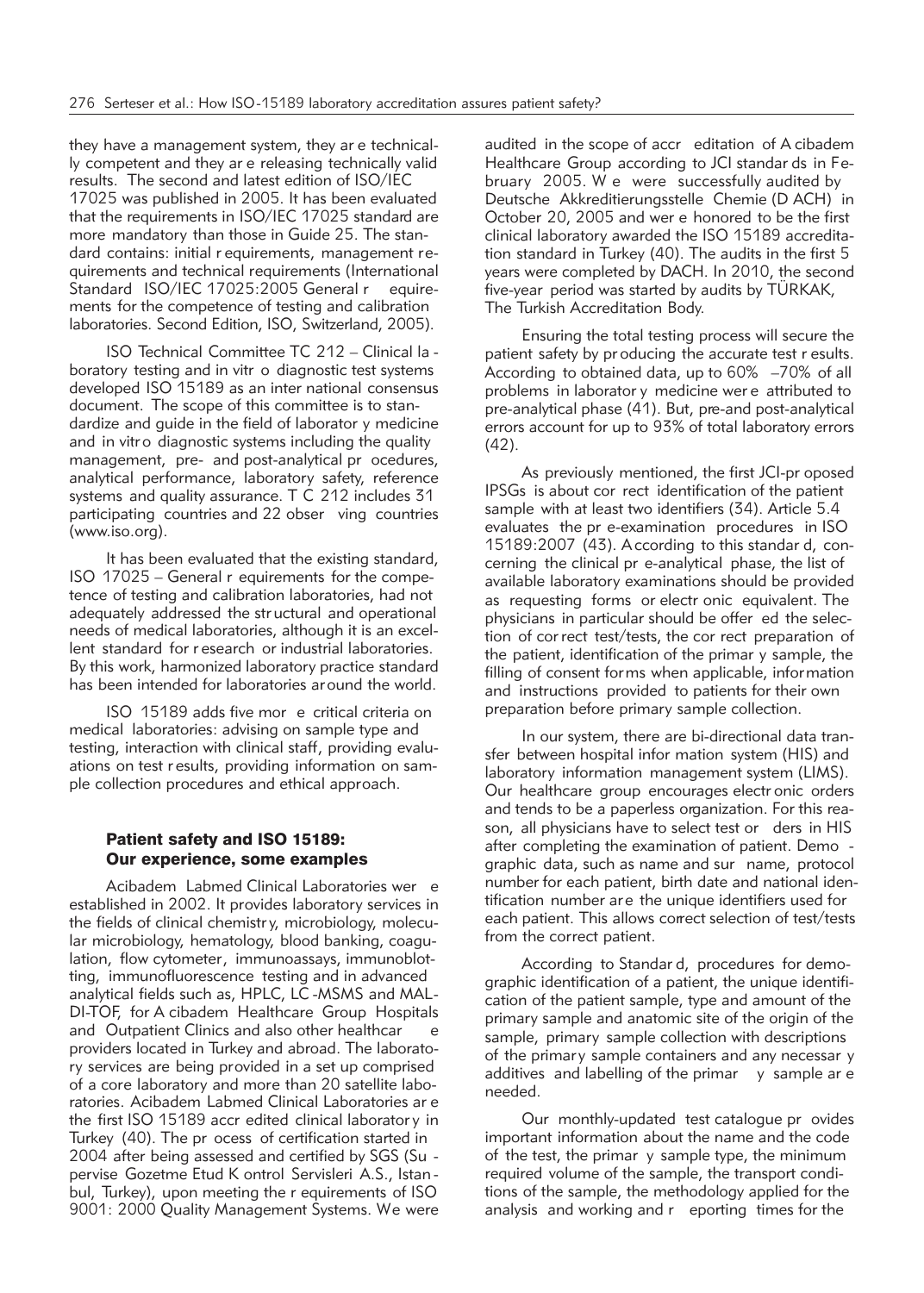they have a management system, they are technically competent and they are releasing technically valid results. The second and latest edition of ISO/IEC 17025 was published in 2005. It has been evaluated that the requirements in ISO/IEC 17025 standard are more mandatory than those in Guide 25. The standard contains: initial requirements, management requirements and technical requirements (International Standard ISO/IEC 17025:2005 General requirements for the competence of testing and calibration laboratories. Second Edition, ISO, Switzerland, 2005).

ISO Technical Committee TC 212 – Clinical laboratory testing and in vitro diagnostic test systems developed ISO 15189 as an international consensus document. The scope of this committee is to standardize and guide in the field of laboratory medicine and in vitro diagnostic systems including the quality management, pre- and post-analytical procedures, analytical performance, laboratory safety, reference systems and quality assurance. TC 212 includes 31 participating countries and 22 observing countries (www.iso.org).

It has been evaluated that the existing standard, ISO 17025 – General requirements for the competence of testing and calibration laboratories, had not adequately addressed the structural and operational needs of medical laboratories, although it is an excellent standard for research or industrial laboratories. By this work, harmonized laboratory practice standard has been intended for laboratories around the world.

ISO 15189 adds five more critical criteria on medical laboratories: advising on sample type and testing, interaction with clinical staff, providing evaluations on test results, providing information on sample collection procedures and ethical approach.

## Patient safety and ISO 15189: Our experience, some examples

Acibadem Labmed Clinical Laboratories were established in 2002. It provides laboratory services in the fields of clinical chemistry, microbiology, molecular microbiology, hematology, blood banking, coagulation, flow cytometer, immunoassays, immunoblotting, immunofluorescence testing and in advanced analytical fields such as, HPLC, LC-MSMS and MALDI-TOF, for Acibadem Healthcare Group Hospitals and Outpatient Clinics and also other healthcare providers located in Turkey and abroad. The laboratory services are being provided in a set up comprised of a core laboratory and more than 20 satellite laboratories. Acibadem Labmed Clinical Laboratories are the first ISO 15189 accredited clinical laboratory in Turkey (40). The process of certification started in 2004 after being assessed and certified by SGS (Supervise Gozetme Etud Kontrol Servisleri A.S., Istanbul, Turkey), upon meeting the requirements of ISO 9001: 2000 Quality Management Systems. We were audited in the scope of accreditation of Acibadem Healthcare Group according to JCI standards in February 2005. We were successfully audited by Deutsche Akkreditierungsstelle Chemie (DACH) in October 20, 2005 and were honored to be the first clinical laboratory awarded the ISO 15189 accreditation standard in Turkey (40). The audits in the first 5 years were completed by DACH. In 2010, the second five-year period was started by audits by TÜRKAK, The Turkish Accreditation Body.

Ensuring the total testing process will secure the patient safety by producing the accurate test results. According to obtained data, up to 60% –70% of all problems in laboratory medicine were attributed to pre-analytical phase (41). But, pre-and post-analytical errors account for up to 93% of total laboratory errors (42).

As previously mentioned, the first JCI-proposed IPSGs is about correct identification of the patient sample with at least two identifiers (34). Article 5.4 evaluates the pre-examination procedures in ISO 15189:2007 (43). According to this standard, concerning the clinical pre-analytical phase, the list of available laboratory examinations should be provided as requesting forms or electronic equivalent. The physicians in particular should be offered the selection of correct test/tests, the correct preparation of the patient, identification of the primary sample, the filling of consent forms when applicable, information and instructions provided to patients for their own preparation before primary sample collection.

In our system, there are bi-directional data transfer between hospital information system (HIS) and laboratory information management system (LIMS). Our healthcare group encourages electronic orders and tends to be a paperless organization. For this reason, all physicians have to select test orders in HIS after completing the examination of patient. Demographic data, such as name and surname, protocol number for each patient, birth date and national identification number are the unique identifiers used for each patient. This allows correct selection of test/tests from the correct patient.

According to Standard, procedures for demographic identification of a patient, the unique identification of the patient sample, type and amount of the primary sample and anatomic site of the origin of the sample, primary sample collection with descriptions of the primary sample containers and any necessary additives and labelling of the primary sample are needed.

Our monthly-updated test catalogue provides important information about the name and the code of the test, the primary sample type, the minimum required volume of the sample, the transport conditions of the sample, the methodology applied for the analysis and working and reporting times for the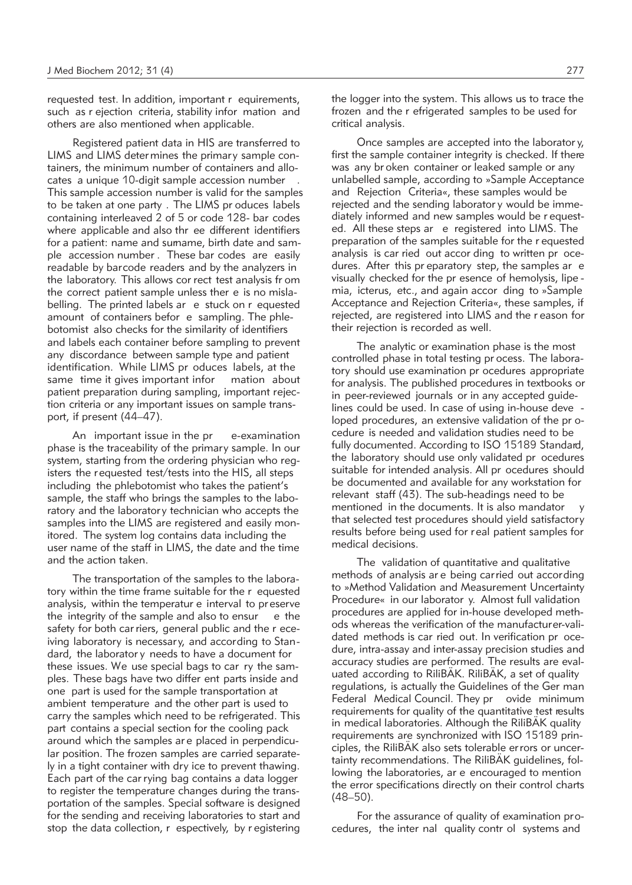requested test. In addition, important requirements, such as rejection criteria, stability information and others are also mentioned when applicable.

Registered patient data in HIS are transferred to LIMS and LIMS determines the primary sample containers, the minimum number of containers and allocates a unique 10-digit sample accession number. This sample accession number is valid for the samples to be taken at one party. The LIMS produces labels containing interleaved 2 of 5 or code 128- bar codes where applicable and also three different identifiers for a patient: name and surname, birth date and sample accession number. These bar codes are easily readable by barcode readers and by the analyzers in the laboratory. This allows correct test analysis from the correct patient sample unless there is no mislabelling. The printed labels are stuck on requested amount of containers before sampling. The phlebotomist also checks for the similarity of identifiers and labels each container before sampling to prevent any discordance between sample type and patient identification. While LIMS produces labels, at the same time it gives important information about patient preparation during sampling, important rejection criteria or any important issues on sample transport, if present (44–47).

An important issue in the pre-examination phase is the traceability of the primary sample. In our system, starting from the ordering physician who registers the requested test/tests into the HIS, all steps including the phlebotomist who takes the patient's sample, the staff who brings the samples to the laboratory and the laboratory technician who accepts the samples into the LIMS are registered and easily monitored. The system log contains data including the user name of the staff in LIMS, the date and the time and the action taken.

The transportation of the samples to the laboratory within the time frame suitable for the requested analysis, within the temperature interval to preserve the integrity of the sample and also to ensure the safety for both carriers, general public and the receiving laboratory is necessary, and according to Standard, the laboratory needs to have a document for these issues. We use special bags to carry the samples. These bags have two different parts inside and one part is used for the sample transportation at ambient temperature and the other part is used to carry the samples which need to be refrigerated. This part contains a special section for the cooling pack around which the samples are placed in perpendicular position. The frozen samples are carried separately in a tight container with dry ice to prevent thawing. Each part of the carrying bag contains a data logger to register the temperature changes during the transportation of the samples. Special software is designed for the sending and receiving laboratories to start and stop the data collection, respectively, by registering the logger into the system. This allows us to trace the frozen and the refrigerated samples to be used for critical analysis.

Once samples are accepted into the laboratory, first the sample container integrity is checked. If there was any broken container or leaked sample or any unlabelled sample, according to »Sample Acceptance and Rejection Criteria«, these samples would be rejected and the sending laboratory would be immediately informed and new samples would be requested. All these steps are registered into LIMS. The preparation of the samples suitable for the requested analysis is carried out according to written procedures. After this preparatory step, the samples are visually checked for the presence of hemolysis, lipemia, icterus, etc., and again according to »Sample Acceptance and Rejection Criteria«, these samples, if rejected, are registered into LIMS and the reason for their rejection is recorded as well.

The analytic or examination phase is the most controlled phase in total testing process. The laboratory should use examination procedures appropriate for analysis. The published procedures in textbooks or in peer-reviewed journals or in any accepted guidelines could be used. In case of using in-house developed procedures, an extensive validation of the procedure is needed and validation studies need to be fully documented. According to ISO 15189 Standard, the laboratory should use only validated procedures suitable for intended analysis. All procedures should be documented and available for any workstation for relevant staff (43). The sub-headings need to be mentioned in the documents. It is also mandatory that selected test procedures should yield satisfactory results before being used for real patient samples for medical decisions.

The validation of quantitative and qualitative methods of analysis are being carried out according to »Method Validation and Measurement Uncertainty Procedure« in our laboratory. Almost full validation procedures are applied for in-house developed methods whereas the verification of the manufacturer-validated methods is carried out. In verification procedure, intra-assay and inter-assay precision studies and accuracy studies are performed. The results are evaluated according to RiliBÄK. RiliBÄK, a set of quality regulations, is actually the Guidelines of the German Federal Medical Council. They provide minimum requirements for quality of the quantitative test results in medical laboratories. Although the RiliBÄK quality requirements are synchronized with ISO 15189 principles, the RiliBÄK also sets tolerable errors or uncertainty recommendations. The RiliBÄK guidelines, following the laboratories, are encouraged to mention the error specifications directly on their control charts (48–50).

For the assurance of quality of examination procedures, the internal quality control systems and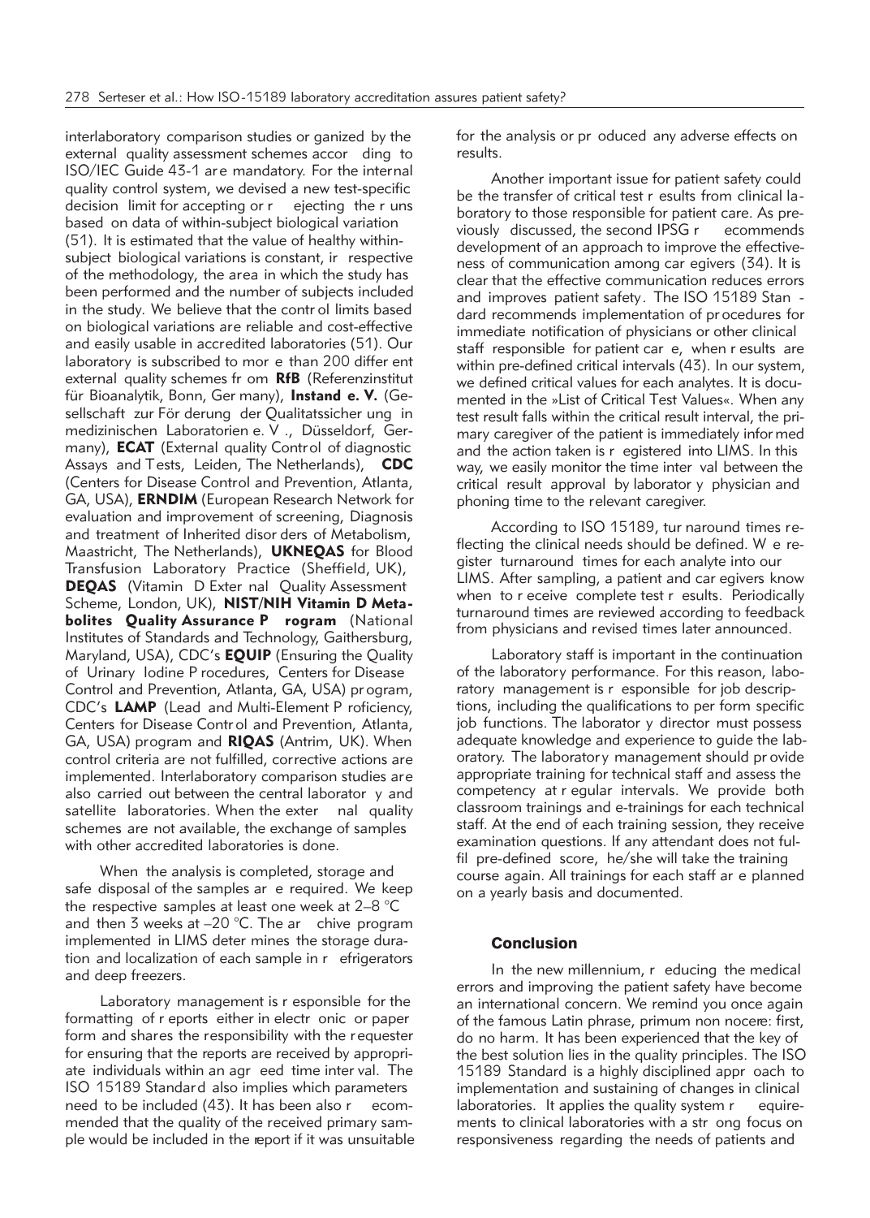interlaboratory comparison studies organized by the external quality assessment schemes according to ISO/IEC Guide 43-1 are mandatory. For the internal quality control system, we devised a new test-specific decision limit for accepting or rejecting the runs based on data of within-subject biological variation (51). It is estimated that the value of healthy within-subject biological variations is constant, irrespective of the methodology, the area in which the study has been performed and the number of subjects included in the study. We believe that the control limits based on biological variations are reliable and cost-effective and easily usable in accredited laboratories (51). Our laboratory is subscribed to more than 200 different external quality schemes from **RfB** (Referenzinstitut für Bioanalytik, Bonn, Germany), **Instand e. V.** (Gesellschaft zur För derung der Qualitatssicher ung in medizinischen Laboratorien e. V., Düsseldorf, Germany), **ECAT** (External quality Control of diagnostic Assays and Tests, Leiden, The Netherlands), **CDC** (Centers for Disease Control and Prevention, Atlanta, GA, USA), **ERNDIM** (European Research Network for evaluation and improvement of screening, Diagnosis and treatment of Inherited disorders of Metabolism, Maastricht, The Netherlands), **UKNEQAS** for Blood Transfusion Laboratory Practice (Sheffield, UK), **DEQAS** (Vitamin D External Quality Assessment Scheme, London, UK), **NIST/NIH Vitamin D Metabolites Quality Assurance Program** (National Institutes of Standards and Technology, Gaithersburg, Maryland, USA), CDC's **EQUIP** (Ensuring the Quality of Urinary Iodine Procedures, Centers for Disease Control and Prevention, Atlanta, GA, USA) program, CDC's **LAMP** (Lead and Multi-Element Proficiency, Centers for Disease Control and Prevention, Atlanta, GA, USA) program and **RIQAS** (Antrim, UK). When control criteria are not fulfilled, corrective actions are implemented. Interlaboratory comparison studies are also carried out between the central laboratory and satellite laboratories. When the external quality schemes are not available, the exchange of samples with other accredited laboratories is done.

When the analysis is completed, storage and safe disposal of the samples are required. We keep the respective samples at least one week at 2–8 °C and then 3 weeks at –20 °C. The archive program implemented in LIMS determines the storage duration and localization of each sample in refrigerators and deep freezers.

Laboratory management is responsible for the formatting of reports either in electronic or paper form and shares the responsibility with the requester for ensuring that the reports are received by appropriate individuals within an agreed time interval. The ISO 15189 Standard also implies which parameters need to be included (43). It has been also recommended that the quality of the received primary sample would be included in the report if it was unsuitable for the analysis or produced any adverse effects on results.

Another important issue for patient safety could be the transfer of critical test results from clinical laboratory to those responsible for patient care. As previously discussed, the second IPSG recommends development of an approach to improve the effectiveness of communication among caregivers (34). It is clear that the effective communication reduces errors and improves patient safety. The ISO 15189 Standard recommends implementation of procedures for immediate notification of physicians or other clinical staff responsible for patient care, when results are within pre-defined critical intervals (43). In our system, we defined critical values for each analytes. It is documented in the »List of Critical Test Values«. When any test result falls within the critical result interval, the primary caregiver of the patient is immediately informed and the action taken is registered into LIMS. In this way, we easily monitor the time interval between the critical result approval by laboratory physician and phoning time to the relevant caregiver.

According to ISO 15189, turnaround times reflecting the clinical needs should be defined. We register turnaround times for each analyte into our LIMS. After sampling, a patient and caregivers know when to receive complete test results. Periodically turnaround times are reviewed according to feedback from physicians and revised times later announced.

Laboratory staff is important in the continuation of the laboratory performance. For this reason, laboratory management is responsible for job descriptions, including the qualifications to perform specific job functions. The laboratory director must possess adequate knowledge and experience to guide the laboratory. The laboratory management should provide appropriate training for technical staff and assess the competency at regular intervals. We provide both classroom trainings and e-trainings for each technical staff. At the end of each training session, they receive examination questions. If any attendant does not fulfil pre-defined score, he/she will take the training course again. All trainings for each staff are planned on a yearly basis and documented.

## Conclusion

In the new millennium, reducing the medical errors and improving the patient safety have become an international concern. We remind you once again of the famous Latin phrase, primum non nocere: first, do no harm. It has been experienced that the key of the best solution lies in the quality principles. The ISO 15189 Standard is a highly disciplined approach to implementation and sustaining of changes in clinical laboratories. It applies the quality system requirements to clinical laboratories with a strong focus on responsiveness regarding the needs of patients and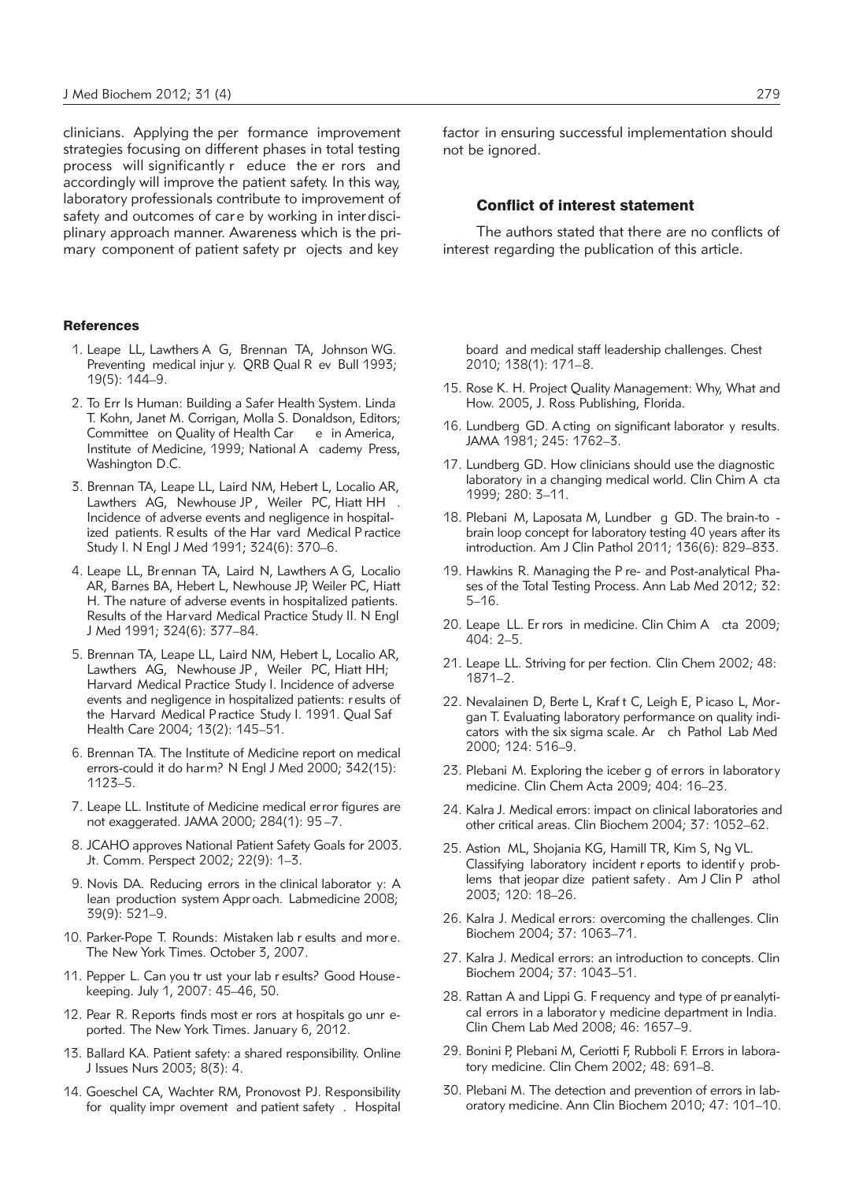clinicians. Applying the performance improvement strategies focusing on different phases in total testing process will significantly reduce the errors and accordingly will improve the patient safety. In this way, laboratory professionals contribute to improvement of safety and outcomes of care by working in interdisciplinary approach manner. Awareness which is the primary component of patient safety projects and key factor in ensuring successful implementation should not be ignored.

## Conflict of interest statement

The authors stated that there are no conflicts of interest regarding the publication of this article.

## References

1. Leape LL, Lawthers A G, Brennan TA, Johnson WG. Preventing medical injury. QRB Qual Rev Bull 1993; 19(5): 144–9.
2. To Err Is Human: Building a Safer Health System. Linda T. Kohn, Janet M. Corrigan, Molla S. Donaldson, Editors; Committee on Quality of Health Care in America, Institute of Medicine, 1999; National Academy Press, Washington D.C.
3. Brennan TA, Leape LL, Laird NM, Hebert L, Localio AR, Lawthers AG, Newhouse JP, Weiler PC, Hiatt HH. Incidence of adverse events and negligence in hospitalized patients. Results of the Harvard Medical Practice Study I. N Engl J Med 1991; 324(6): 370–6.
4. Leape LL, Brennan TA, Laird N, Lawthers A G, Localio AR, Barnes BA, Hebert L, Newhouse JP, Weiler PC, Hiatt H. The nature of adverse events in hospitalized patients. Results of the Harvard Medical Practice Study II. N Engl J Med 1991; 324(6): 377–84.
5. Brennan TA, Leape LL, Laird NM, Hebert L, Localio AR, Lawthers AG, Newhouse JP, Weiler PC, Hiatt HH; Harvard Medical Practice Study I. Incidence of adverse events and negligence in hospitalized patients: results of the Harvard Medical Practice Study I. 1991. Qual Saf Health Care 2004; 13(2): 145–51.
6. Brennan TA. The Institute of Medicine report on medical errors-could it do harm? N Engl J Med 2000; 342(15): 1123–5.
7. Leape LL. Institute of Medicine medical error figures are not exaggerated. JAMA 2000; 284(1): 95–7.
8. JCAHO approves National Patient Safety Goals for 2003. Jt. Comm. Perspect 2002; 22(9): 1–3.
9. Novis DA. Reducing errors in the clinical laboratory: A lean production system Approach. Labmedicine 2008; 39(9): 521–9.
10. Parker-Pope T. Rounds: Mistaken lab results and more. The New York Times. October 3, 2007.
11. Pepper L. Can you trust your lab results? Good Housekeeping. July 1, 2007: 45–46, 50.
12. Pear R. Reports finds most errors at hospitals go unreported. The New York Times. January 6, 2012.
13. Ballard KA. Patient safety: a shared responsibility. Online J Issues Nurs 2003; 8(3): 4.
14. Goeschel CA, Wachter RM, Pronovost PJ. Responsibility for quality improvement and patient safety. Hospital board and medical staff leadership challenges. Chest 2010; 138(1): 171–8.
15. Rose K. H. Project Quality Management: Why, What and How. 2005, J. Ross Publishing, Florida.
16. Lundberg GD. Acting on significant laboratory results. JAMA 1981; 245: 1762–3.
17. Lundberg GD. How clinicians should use the diagnostic laboratory in a changing medical world. Clin Chim Acta 1999; 280: 3–11.
18. Plebani M, Laposata M, Lundberg GD. The brain-to-brain loop concept for laboratory testing 40 years after its introduction. Am J Clin Pathol 2011; 136(6): 829–833.
19. Hawkins R. Managing the Pre- and Post-analytical Phases of the Total Testing Process. Ann Lab Med 2012; 32: 5–16.
20. Leape LL. Errors in medicine. Clin Chim Acta 2009; 404: 2–5.
21. Leape LL. Striving for perfection. Clin Chem 2002; 48: 1871–2.
22. Nevalainen D, Berte L, Kraft C, Leigh E, Picaso L, Morgan T. Evaluating laboratory performance on quality indicators with the six sigma scale. Arch Pathol Lab Med 2000; 124: 516–9.
23. Plebani M. Exploring the iceberg of errors in laboratory medicine. Clin Chem Acta 2009; 404: 16–23.
24. Kalra J. Medical errors: impact on clinical laboratories and other critical areas. Clin Biochem 2004; 37: 1052–62.
25. Astion ML, Shojania KG, Hamill TR, Kim S, Ng VL. Classifying laboratory incident reports to identify problems that jeopardize patient safety. Am J Clin Pathol 2003; 120: 18–26.
26. Kalra J. Medical errors: overcoming the challenges. Clin Biochem 2004; 37: 1063–71.
27. Kalra J. Medical errors: an introduction to concepts. Clin Biochem 2004; 37: 1043–51.
28. Rattan A and Lippi G. Frequency and type of preanalytical errors in a laboratory medicine department in India. Clin Chem Lab Med 2008; 46: 1657–9.
29. Bonini P, Plebani M, Ceriotti F, Rubboli F. Errors in laboratory medicine. Clin Chem 2002; 48: 691–8.
30. Plebani M. The detection and prevention of errors in laboratory medicine. Ann Clin Biochem 2010; 47: 101–10.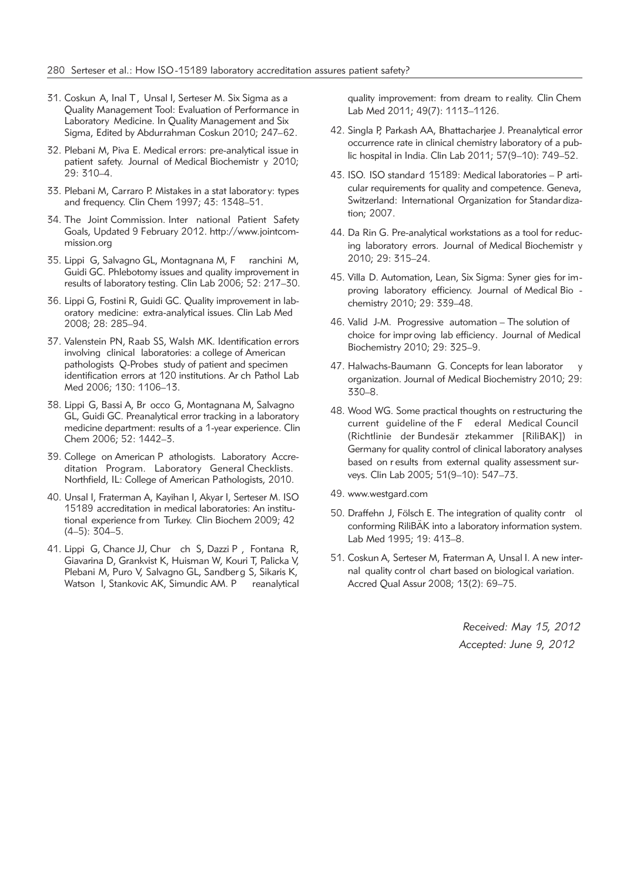31. Coskun A, Inal T, Unsal I, Serteser M. Six Sigma as a Quality Management Tool: Evaluation of Performance in Laboratory Medicine. In Quality Management and Six Sigma, Edited by Abdurrahman Coskun 2010; 247–62.

32. Plebani M, Piva E. Medical errors: pre-analytical issue in patient safety. Journal of Medical Biochemistry 2010; 29: 310–4.

33. Plebani M, Carraro P. Mistakes in a stat laboratory: types and frequency. Clin Chem 1997; 43: 1348–51.

34. The Joint Commission. International Patient Safety Goals, Updated 9 February 2012. http://www.jointcommission.org

35. Lippi G, Salvagno GL, Montagnana M, Franchini M, Guidi GC. Phlebotomy issues and quality improvement in results of laboratory testing. Clin Lab 2006; 52: 217–30.

36. Lippi G, Fostini R, Guidi GC. Quality improvement in laboratory medicine: extra-analytical issues. Clin Lab Med 2008; 28: 285–94.

37. Valenstein PN, Raab SS, Walsh MK. Identification errors involving clinical laboratories: a college of American pathologists Q-Probes study of patient and specimen identification errors at 120 institutions. Arch Pathol Lab Med 2006; 130: 1106–13.

38. Lippi G, Bassi A, Brocco G, Montagnana M, Salvagno GL, Guidi GC. Preanalytical error tracking in a laboratory medicine department: results of a 1-year experience. Clin Chem 2006; 52: 1442–3.

39. College on American Pathologists. Laboratory Accreditation Program. Laboratory General Checklists. Northfield, IL: College of American Pathologists, 2010.

40. Unsal I, Fraterman A, Kayihan I, Akyar I, Serteser M. ISO 15189 accreditation in medical laboratories: An institutional experience from Turkey. Clin Biochem 2009; 42 (4–5): 304–5.

41. Lippi G, Chance JJ, Church S, Dazzi P, Fontana R, Giavarina D, Grankvist K, Huisman W, Kouri T, Palicka V, Plebani M, Puro V, Salvagno GL, Sandberg S, Sikaris K, Watson I, Stankovic AK, Simundic AM. Preanalytical quality improvement: from dream to reality. Clin Chem Lab Med 2011; 49(7): 1113–1126.

42. Singla P, Parkash AA, Bhattacharjee J. Preanalytical error occurrence rate in clinical chemistry laboratory of a public hospital in India. Clin Lab 2011; 57(9–10): 749–52.

43. ISO. ISO standard 15189: Medical laboratories – Particular requirements for quality and competence. Geneva, Switzerland: International Organization for Standardization; 2007.

44. Da Rin G. Pre-analytical workstations as a tool for reducing laboratory errors. Journal of Medical Biochemistry 2010; 29: 315–24.

45. Villa D. Automation, Lean, Six Sigma: Synergies for improving laboratory efficiency. Journal of Medical Biochemistry 2010; 29: 339–48.

46. Valid J-M. Progressive automation – The solution of choice for improving lab efficiency. Journal of Medical Biochemistry 2010; 29: 325–9.

47. Halwachs-Baumann G. Concepts for lean laboratory organization. Journal of Medical Biochemistry 2010; 29: 330–8.

48. Wood WG. Some practical thoughts on restructuring the current guideline of the Federal Medical Council (Richtlinie der Bundesärztekammer [RiliBAK]) in Germany for quality control of clinical laboratory analyses based on results from external quality assessment surveys. Clin Lab 2005; 51(9–10): 547–73.

49. www.westgard.com

50. Draffehn J, Fölsch E. The integration of quality control conforming RiliBÄK into a laboratory information system. Lab Med 1995; 19: 413–8.

51. Coskun A, Serteser M, Fraterman A, Unsal I. A new internal quality control chart based on biological variation. Accred Qual Assur 2008; 13(2): 69–75.

*Received: May 15, 2012*
*Accepted: June 9, 2012*